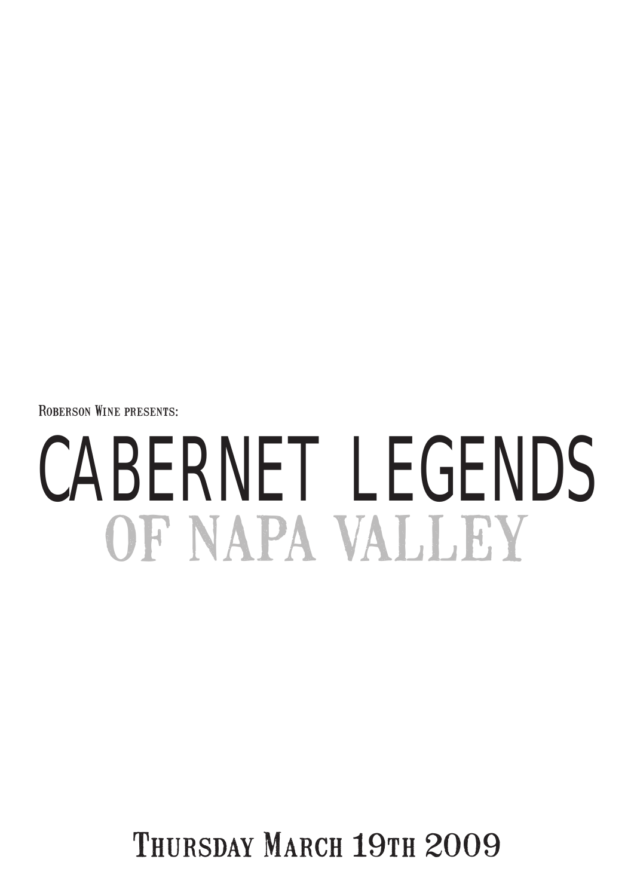Roberson Wine presents:

# CABERNET LEGENDS
## OF NAPA VALLEY

Thursday March 19th 2009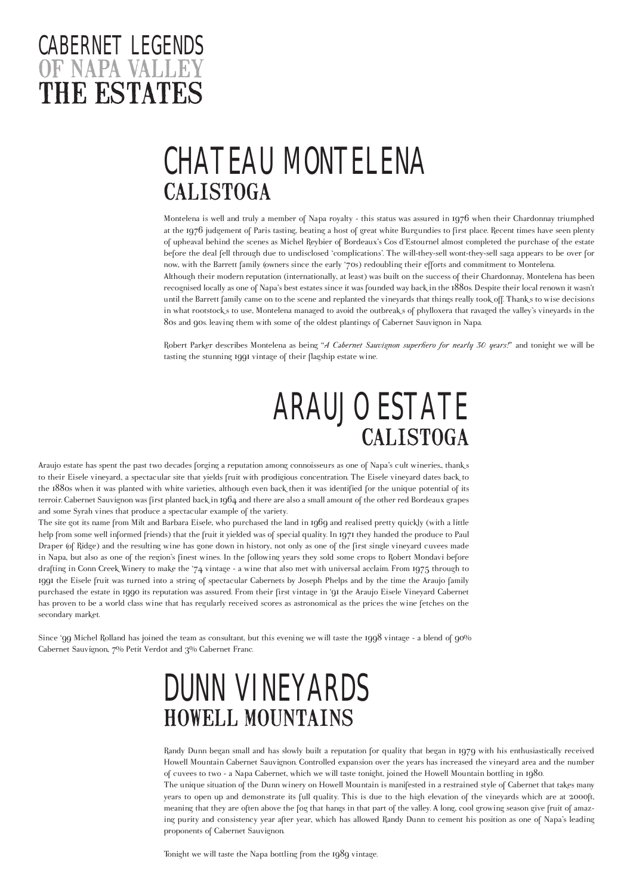# CABERNET LEGENDS OF NAPA VALLEY THE ESTATES

## CHATEAU MONTELENA
### CALISTOGA

Montelena is well and truly a member of Napa royalty - this status was assured in 1976 when their Chardonnay triumphed at the 1976 judgement of Paris tasting, beating a host of great white Burgundies to first place. Recent times have seen plenty of upheaval behind the scenes as Michel Reybier of Bordeaux's Cos d'Estournel almost completed the purchase of the estate before the deal fell through due to undisclosed 'complications'. The will-they-sell wont-they-sell saga appears to be over for now, with the Barrett family (owners since the early '70s) redoubling their efforts and commitment to Montelena.
Although their modern reputation (internationally, at least) was built on the success of their Chardonnay, Montelena has been recognised locally as one of Napa's best estates since it was founded way back in the 1880s. Despite their local renown it wasn't until the Barrett family came on to the scene and replanted the vineyards that things really took off. Thanks to wise decisions in what rootstocks to use, Montelena managed to avoid the outbreaks of phylloxera that ravaged the valley's vineyards in the 80s and 90s. leaving them with some of the oldest plantings of Cabernet Sauvignon in Napa.

Robert Parker describes Montelena as being "*A Cabernet Sauvignon superhero for nearly 30 years!*" and tonight we will be tasting the stunning 1991 vintage of their flagship estate wine.

## ARAUJO ESTATE
### CALISTOGA

Araujo estate has spent the past two decades forging a reputation among connoisseurs as one of Napa's cult wineries., thanks to their Eisele vineyard, a spectacular site that yields fruit with prodigious concentration. The Eisele vineyard dates back to the 1880s when it was planted with white varieties, although even back then it was identified for the unique potential of its terroir. Cabernet Sauvignon was first planted back in 1964 and there are also a small amount of the other red Bordeaux grapes and some Syrah vines that produce a spectacular example of the variety.
The site got its name from Milt and Barbara Eisele, who purchased the land in 1969 and realised pretty quickly (with a little help from some well informed friends) that the fruit it yielded was of special quality. In 1971 they handed the produce to Paul Draper (of Ridge) and the resulting wine has gone down in history, not only as one of the first single vineyard cuvees made in Napa, but also as one of the region's finest wines. In the following years they sold some crops to Robert Mondavi before drafting in Conn Creek Winery to make the '74 vintage - a wine that also met with universal acclaim. From 1975 through to 1991 the Eisele fruit was turned into a string of spectacular Cabernets by Joseph Phelps and by the time the Araujo family purchased the estate in 1990 its reputation was assured. From their first vintage in '91 the Araujo Eisele Vineyard Cabernet has proven to be a world class wine that has regularly received scores as astronomical as the prices the wine fetches on the secondary market.

Since '99 Michel Rolland has joined the team as consultant, but this evening we will taste the 1998 vintage - a blend of 90% Cabernet Sauvignon, 7% Petit Verdot and 3% Cabernet Franc.

## DUNN VINEYARDS
### HOWELL MOUNTAINS

Randy Dunn began small and has slowly built a reputation for quality that began in 1979 with his enthusiastically received Howell Mountain Cabernet Sauvignon. Controlled expansion over the years has increased the vineyard area and the number of cuvees to two - a Napa Cabernet, which we will taste tonight, joined the Howell Mountain bottling in 1980.
The unique situation of the Dunn winery on Howell Mountain is manifested in a restrained style of Cabernet that takes many years to open up and demonstrate its full quality. This is due to the high elevation of the vineyards which are at 2000ft, meaning that they are often above the fog that hangs in that part of the valley. A long, cool growing season give fruit of amazing purity and consistency year after year, which has allowed Randy Dunn to cement his position as one of Napa's leading proponents of Cabernet Sauvignon.

Tonight we will taste the Napa bottling from the 1989 vintage.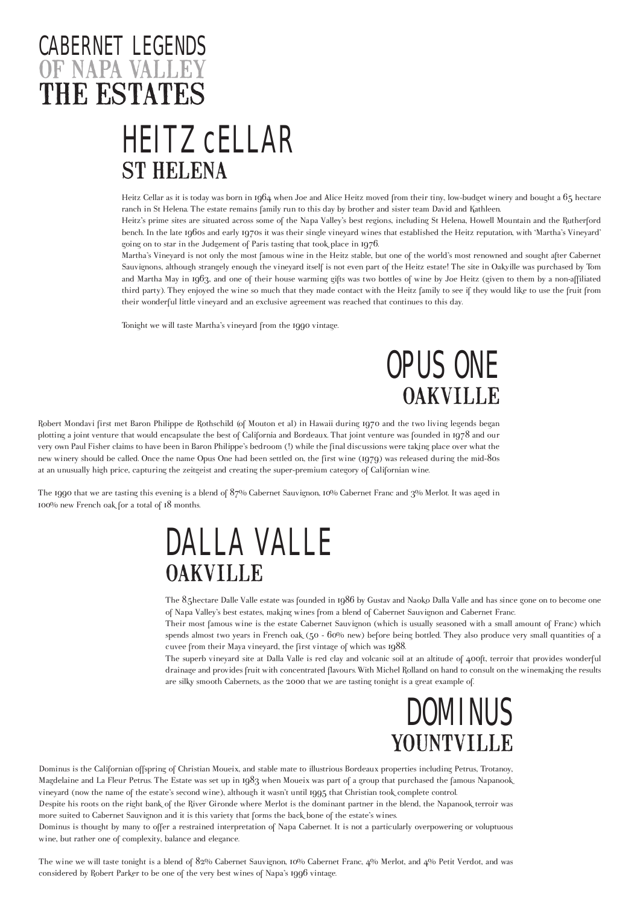# CABERNET LEGENDS OF NAPA VALLEY THE ESTATES

## HEITZ cELLAR
### ST HELENA

Heitz Cellar as it is today was born in 1964 when Joe and Alice Heitz moved from their tiny, low-budget winery and bought a 65 hectare ranch in St Helena. The estate remains family run to this day by brother and sister team David and Kathleen.

Heitz's prime sites are situated across some of the Napa Valley's best regions, including St Helena, Howell Mountain and the Rutherford bench. In the late 1960s and early 1970s it was their single vineyard wines that established the Heitz reputation, with 'Martha's Vineyard' going on to star in the Judgement of Paris tasting that took place in 1976.

Martha's Vineyard is not only the most famous wine in the Heitz stable, but one of the world's most renowned and sought after Cabernet Sauvignons, although strangely enough the vineyard itself is not even part of the Heitz estate! The site in Oakville was purchased by Tom and Martha May in 1963, and one of their house warming gifts was two bottles of wine by Joe Heitz (given to them by a non-affiliated third party). They enjoyed the wine so much that they made contact with the Heitz family to see if they would like to use the fruit from their wonderful little vineyard and an exclusive agreement was reached that continues to this day.

Tonight we will taste Martha's vineyard from the 1990 vintage.

## OPUS ONE
### OAKVILLE

Robert Mondavi first met Baron Philippe de Rothschild (of Mouton et al) in Hawaii during 1970 and the two living legends began plotting a joint venture that would encapsulate the best of California and Bordeaux. That joint venture was founded in 1978 and our very own Paul Fisher claims to have been in Baron Philippe's bedroom (!) while the final discussions were taking place over what the new winery should be called. Once the name Opus One had been settled on, the first wine (1979) was released during the mid-80s at an unusually high price, capturing the zeitgeist and creating the super-premium category of Californian wine.

The 1990 that we are tasting this evening is a blend of 87% Cabernet Sauvignon, 10% Cabernet Franc and 3% Merlot. It was aged in 100% new French oak for a total of 18 months.

## DALLA VALLE
### OAKVILLE

The 8.5hectare Dalle Valle estate was founded in 1986 by Gustav and Naoko Dalla Valle and has since gone on to become one of Napa Valley's best estates, making wines from a blend of Cabernet Sauvignon and Cabernet Franc.

Their most famous wine is the estate Cabernet Sauvignon (which is usually seasoned with a small amount of Franc) which spends almost two years in French oak (50 - 60% new) before being bottled. They also produce very small quantities of a cuvee from their Maya vineyard, the first vintage of which was 1988.

The superb vineyard site at Dalla Valle is red clay and volcanic soil at an altitude of 400ft, terroir that provides wonderful drainage and provides fruit with concentrated flavours. With Michel Rolland on hand to consult on the winemaking the results are silky smooth Cabernets, as the 2000 that we are tasting tonight is a great example of.

## DOMINUS
### YOUNTVILLE

Dominus is the Californian offspring of Christian Moueix, and stable mate to illustrious Bordeaux properties including Petrus, Trotanoy, Magdelaine and La Fleur Petrus. The Estate was set up in 1983 when Moueix was part of a group that purchased the famous Napanook vineyard (now the name of the estate's second wine), although it wasn't until 1995 that Christian took complete control.

Despite his roots on the right bank of the River Gironde where Merlot is the dominant partner in the blend, the Napanook terroir was more suited to Cabernet Sauvignon and it is this variety that forms the back bone of the estate's wines.

Dominus is thought by many to offer a restrained interpretation of Napa Cabernet. It is not a particularly overpowering or voluptuous wine, but rather one of complexity, balance and elegance.

The wine we will taste tonight is a blend of 82% Cabernet Sauvignon, 10% Cabernet Franc, 4% Merlot, and 4% Petit Verdot, and was considered by Robert Parker to be one of the very best wines of Napa's 1996 vintage.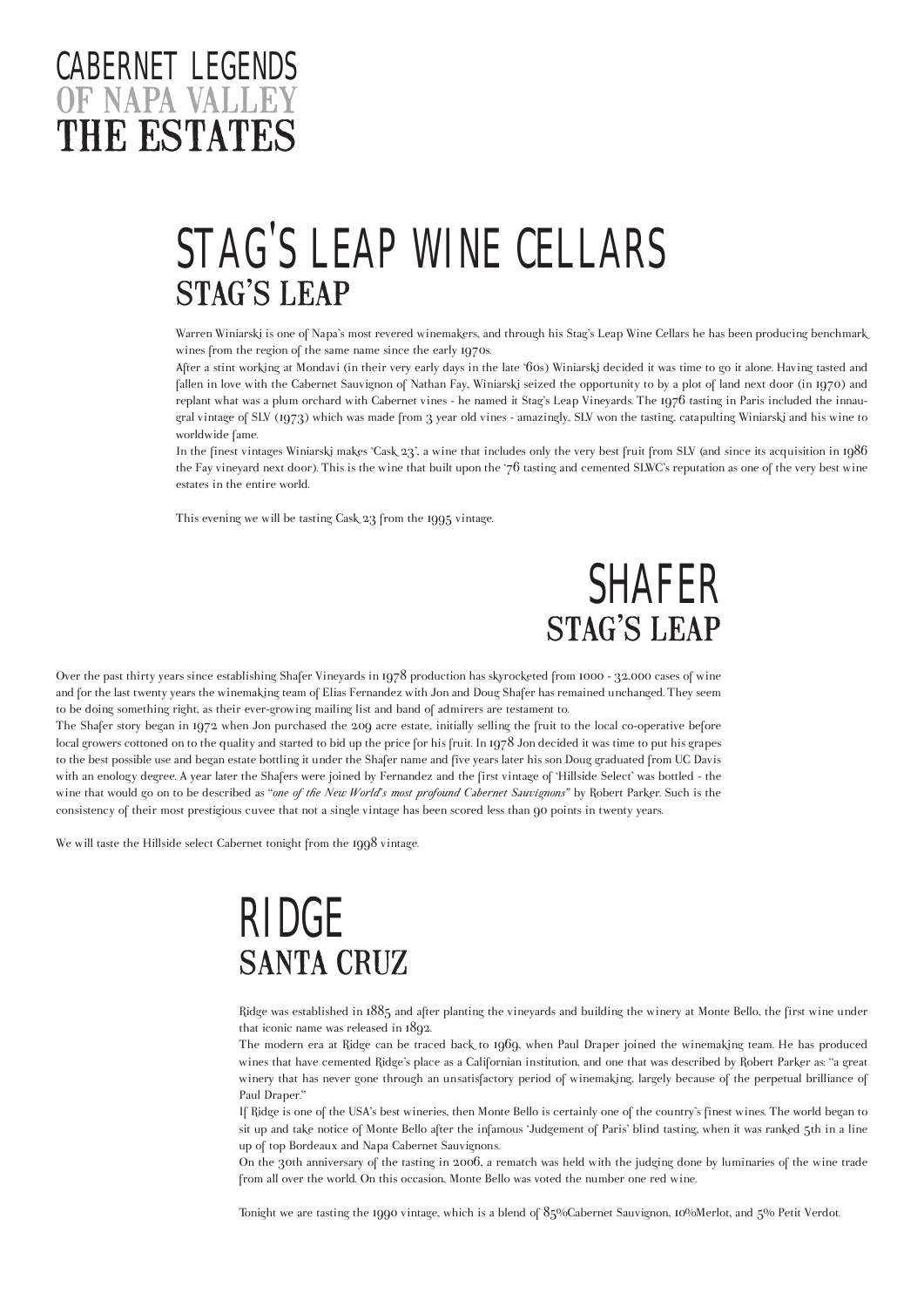# CABERNET LEGENDS
# OF NAPA VALLEY
# THE ESTATES

## STAG'S LEAP WINE CELLARS
### STAG'S LEAP

Warren Winiarski is one of Napa's most revered winemakers, and through his Stag's Leap Wine Cellars he has been producing benchmark wines from the region of the same name since the early 1970s.
After a stint working at Mondavi (in their very early days in the late '60s) Winiarski decided it was time to go it alone. Having tasted and fallen in love with the Cabernet Sauvignon of Nathan Fay, Winiarski seized the opportunity to by a plot of land next door (in 1970) and replant what was a plum orchard with Cabernet vines - he named it Stag's Leap Vineyards. The 1976 tasting in Paris included the inaugral vintage of SLV (1973) which was made from 3 year old vines - amazingly, SLV won the tasting, catapulting Winiarski and his wine to worldwide fame.
In the finest vintages Winiarski makes 'Cask 23', a wine that includes only the very best fruit from SLV (and since its acquisition in 1986 the Fay vineyard next door). This is the wine that built upon the '76 tasting and cemented SLWC's reputation as one of the very best wine estates in the entire world.

This evening we will be tasting Cask 23 from the 1995 vintage.

## SHAFER
### STAG'S LEAP

Over the past thirty years since establishing Shafer Vineyards in 1978 production has skyrocketed from 1000 - 32,000 cases of wine and for the last twenty years the winemaking team of Elias Fernandez with Jon and Doug Shafer has remained unchanged. They seem to be doing something right, as their ever-growing mailing list and band of admirers are testament to.
The Shafer story began in 1972 when Jon purchased the 209 acre estate, initially selling the fruit to the local co-operative before local growers cottoned on to the quality and started to bid up the price for his fruit. In 1978 Jon decided it was time to put his grapes to the best possible use and began estate bottling it under the Shafer name and five years later his son Doug graduated from UC Davis with an enology degree. A year later the Shafers were joined by Fernandez and the first vintage of 'Hillside Select' was bottled - the wine that would go on to be described as "*one of the New World's most profound Cabernet Sauvignons*" by Robert Parker. Such is the consistency of their most prestigious cuvee that not a single vintage has been scored less than 90 points in twenty years.

We will taste the Hillside select Cabernet tonight from the 1998 vintage.

## RIDGE
### SANTA CRUZ

Ridge was established in 1885 and after planting the vineyards and building the winery at Monte Bello, the first wine under that iconic name was released in 1892.
The modern era at Ridge can be traced back to 1969, when Paul Draper joined the winemaking team. He has produced wines that have cemented Ridge's place as a Californian institution, and one that was described by Robert Parker as: "a great winery that has never gone through an unsatisfactory period of winemaking, largely because of the perpetual brilliance of Paul Draper."
If Ridge is one of the USA's best wineries, then Monte Bello is certainly one of the country's finest wines. The world began to sit up and take notice of Monte Bello after the infamous 'Judgement of Paris' blind tasting, when it was ranked 5th in a line up of top Bordeaux and Napa Cabernet Sauvignons.
On the 30th anniversary of the tasting in 2006, a rematch was held with the judging done by luminaries of the wine trade from all over the world. On this occasion, Monte Bello was voted the number one red wine.

Tonight we are tasting the 1990 vintage, which is a blend of 85%Cabernet Sauvignon, 10%Merlot, and 5% Petit Verdot.